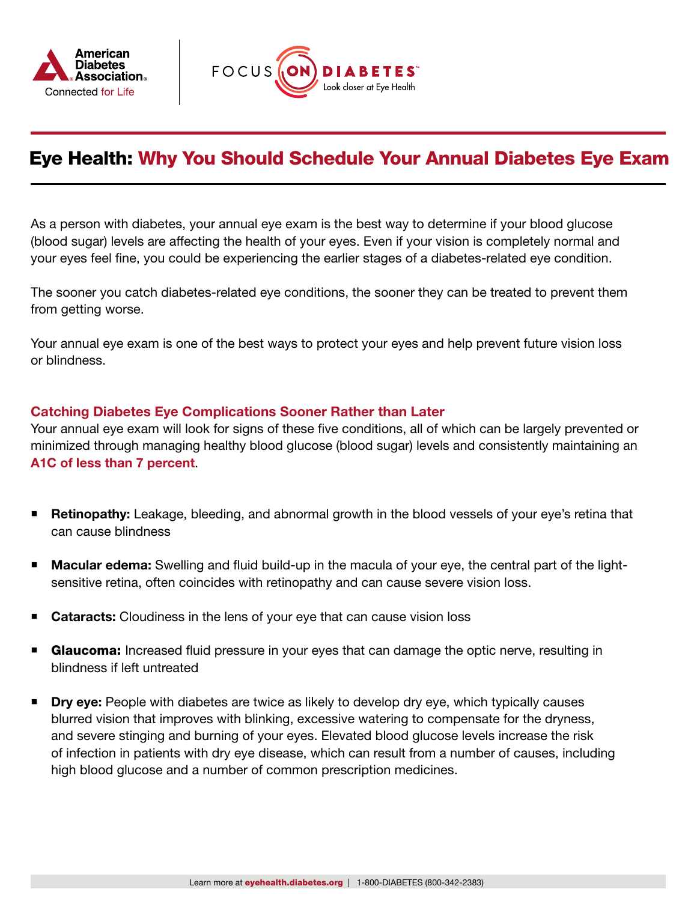# Eye Health: Why You Should Schedule Your Annual Diabetes Eye Exam

As a person with diabetes, your annual eye exam is the best way to determine if your blood glucose (blood sugar) levels are affecting the health of your eyes. Even if your vision is completely normal and your eyes feel fine, you could be experiencing the earlier stages of a diabetes-related eye condition.

The sooner you catch diabetes-related eye conditions, the sooner they can be treated to prevent them from getting worse.

Your annual eye exam is one of the best ways to protect your eyes and help prevent future vision loss or blindness.

## Catching Diabetes Eye Complications Sooner Rather than Later

Your annual eye exam will look for signs of these five conditions, all of which can be largely prevented or minimized through managing healthy blood glucose (blood sugar) levels and consistently maintaining an **A1C of less than 7 percent**.

- **Retinopathy:** Leakage, bleeding, and abnormal growth in the blood vessels of your eye's retina that can cause blindness
- **Macular edema:** Swelling and fluid build-up in the macula of your eye, the central part of the light-sensitive retina, often coincides with retinopathy and can cause severe vision loss.
- **Cataracts:** Cloudiness in the lens of your eye that can cause vision loss
- **Glaucoma:** Increased fluid pressure in your eyes that can damage the optic nerve, resulting in blindness if left untreated
- **Dry eye:** People with diabetes are twice as likely to develop dry eye, which typically causes blurred vision that improves with blinking, excessive watering to compensate for the dryness, and severe stinging and burning of your eyes. Elevated blood glucose levels increase the risk of infection in patients with dry eye disease, which can result from a number of causes, including high blood glucose and a number of common prescription medicines.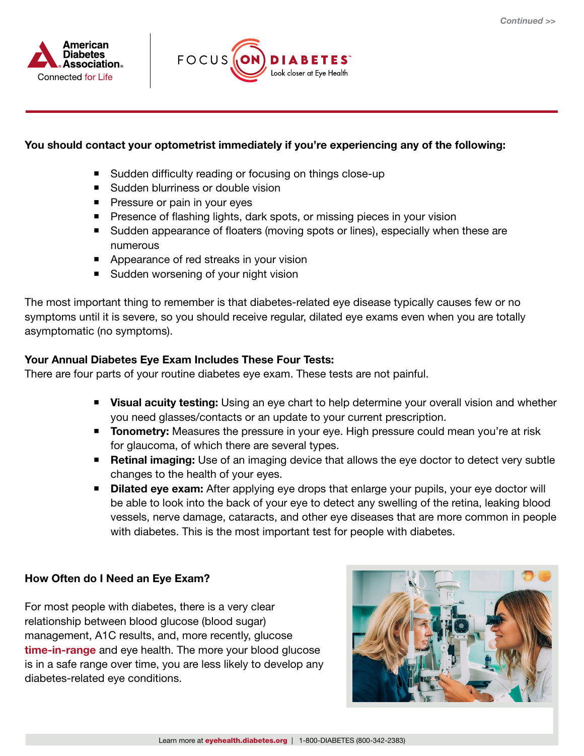**You should contact your optometrist immediately if you're experiencing any of the following:**

- Sudden difficulty reading or focusing on things close-up
- Sudden blurriness or double vision
- Pressure or pain in your eyes
- Presence of flashing lights, dark spots, or missing pieces in your vision
- Sudden appearance of floaters (moving spots or lines), especially when these are numerous
- Appearance of red streaks in your vision
- Sudden worsening of your night vision

The most important thing to remember is that diabetes-related eye disease typically causes few or no symptoms until it is severe, so you should receive regular, dilated eye exams even when you are totally asymptomatic (no symptoms).

**Your Annual Diabetes Eye Exam Includes These Four Tests:**
There are four parts of your routine diabetes eye exam. These tests are not painful.

- **Visual acuity testing:** Using an eye chart to help determine your overall vision and whether you need glasses/contacts or an update to your current prescription.
- **Tonometry:** Measures the pressure in your eye. High pressure could mean you're at risk for glaucoma, of which there are several types.
- **Retinal imaging:** Use of an imaging device that allows the eye doctor to detect very subtle changes to the health of your eyes.
- **Dilated eye exam:** After applying eye drops that enlarge your pupils, your eye doctor will be able to look into the back of your eye to detect any swelling of the retina, leaking blood vessels, nerve damage, cataracts, and other eye diseases that are more common in people with diabetes. This is the most important test for people with diabetes.

**How Often do I Need an Eye Exam?**

For most people with diabetes, there is a very clear relationship between blood glucose (blood sugar) management, A1C results, and, more recently, glucose **time-in-range** and eye health. The more your blood glucose is in a safe range over time, you are less likely to develop any diabetes-related eye conditions.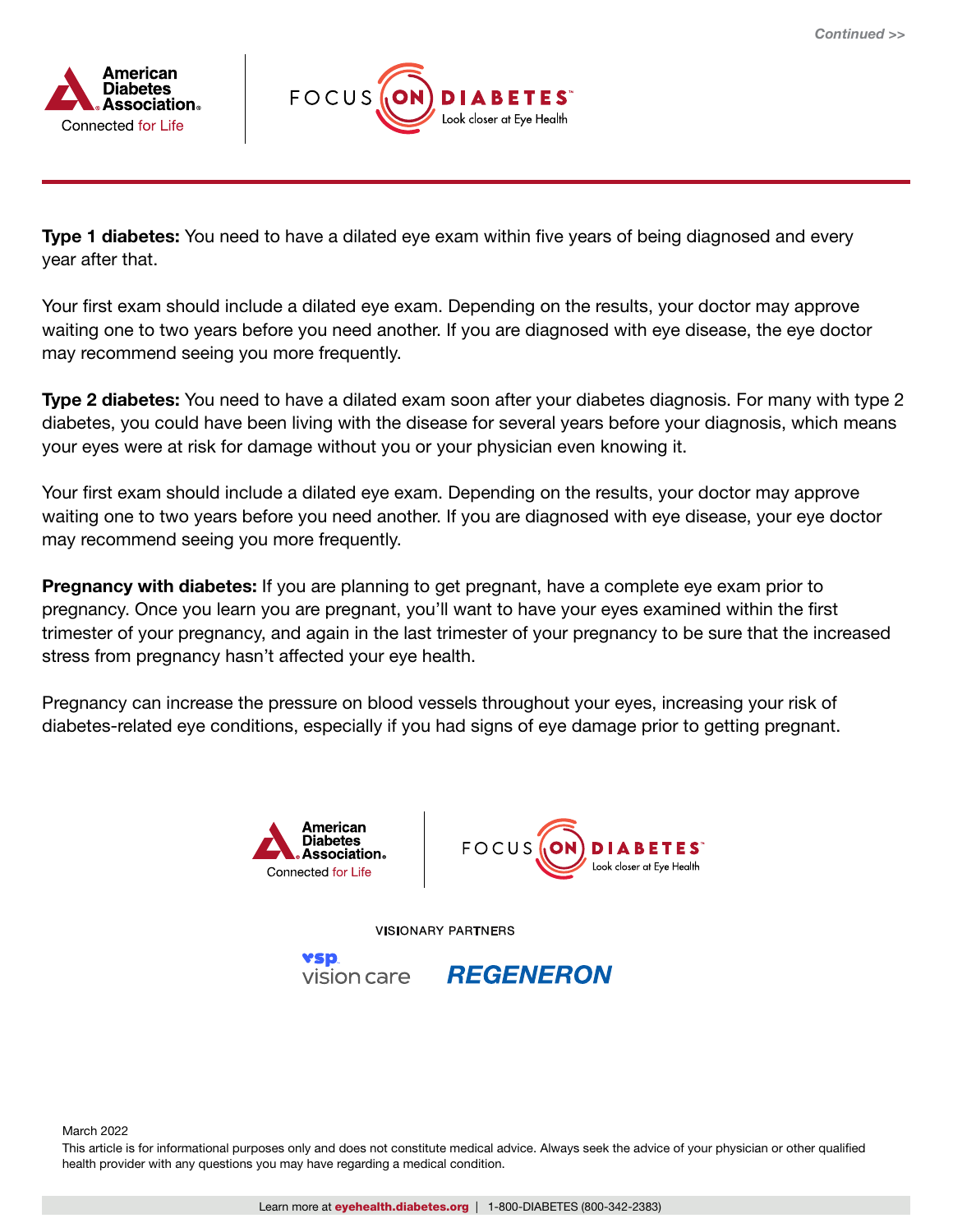**Type 1 diabetes:** You need to have a dilated eye exam within five years of being diagnosed and every year after that.

Your first exam should include a dilated eye exam. Depending on the results, your doctor may approve waiting one to two years before you need another. If you are diagnosed with eye disease, the eye doctor may recommend seeing you more frequently.

**Type 2 diabetes:** You need to have a dilated exam soon after your diabetes diagnosis. For many with type 2 diabetes, you could have been living with the disease for several years before your diagnosis, which means your eyes were at risk for damage without you or your physician even knowing it.

Your first exam should include a dilated eye exam. Depending on the results, your doctor may approve waiting one to two years before you need another. If you are diagnosed with eye disease, your eye doctor may recommend seeing you more frequently.

**Pregnancy with diabetes:** If you are planning to get pregnant, have a complete eye exam prior to pregnancy. Once you learn you are pregnant, you'll want to have your eyes examined within the first trimester of your pregnancy, and again in the last trimester of your pregnancy to be sure that the increased stress from pregnancy hasn't affected your eye health.

Pregnancy can increase the pressure on blood vessels throughout your eyes, increasing your risk of diabetes-related eye conditions, especially if you had signs of eye damage prior to getting pregnant.

American Diabetes Association. Connected for Life

FOCUS ON DIABETES™ Look closer at Eye Health

VISIONARY PARTNERS

VSP vision care    REGENERON

March 2022

This article is for informational purposes only and does not constitute medical advice. Always seek the advice of your physician or other qualified health provider with any questions you may have regarding a medical condition.

Learn more at **eyehealth.diabetes.org** | 1-800-DIABETES (800-342-2383)